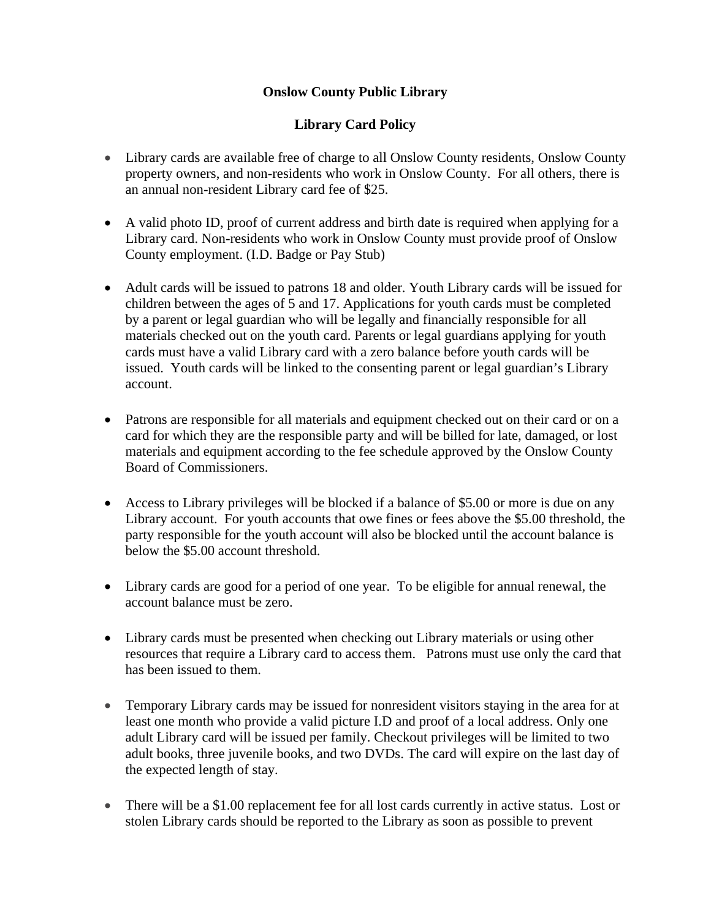# Onslow County Public Library

## Library Card Policy

- Library cards are available free of charge to all Onslow County residents, Onslow County property owners, and non-residents who work in Onslow County. For all others, there is an annual non-resident Library card fee of $25.

- A valid photo ID, proof of current address and birth date is required when applying for a Library card. Non-residents who work in Onslow County must provide proof of Onslow County employment. (I.D. Badge or Pay Stub)

- Adult cards will be issued to patrons 18 and older. Youth Library cards will be issued for children between the ages of 5 and 17. Applications for youth cards must be completed by a parent or legal guardian who will be legally and financially responsible for all materials checked out on the youth card. Parents or legal guardians applying for youth cards must have a valid Library card with a zero balance before youth cards will be issued. Youth cards will be linked to the consenting parent or legal guardian's Library account.

- Patrons are responsible for all materials and equipment checked out on their card or on a card for which they are the responsible party and will be billed for late, damaged, or lost materials and equipment according to the fee schedule approved by the Onslow County Board of Commissioners.

- Access to Library privileges will be blocked if a balance of $5.00 or more is due on any Library account. For youth accounts that owe fines or fees above the $5.00 threshold, the party responsible for the youth account will also be blocked until the account balance is below the $5.00 account threshold.

- Library cards are good for a period of one year. To be eligible for annual renewal, the account balance must be zero.

- Library cards must be presented when checking out Library materials or using other resources that require a Library card to access them. Patrons must use only the card that has been issued to them.

- Temporary Library cards may be issued for nonresident visitors staying in the area for at least one month who provide a valid picture I.D and proof of a local address. Only one adult Library card will be issued per family. Checkout privileges will be limited to two adult books, three juvenile books, and two DVDs. The card will expire on the last day of the expected length of stay.

- There will be a $1.00 replacement fee for all lost cards currently in active status. Lost or stolen Library cards should be reported to the Library as soon as possible to prevent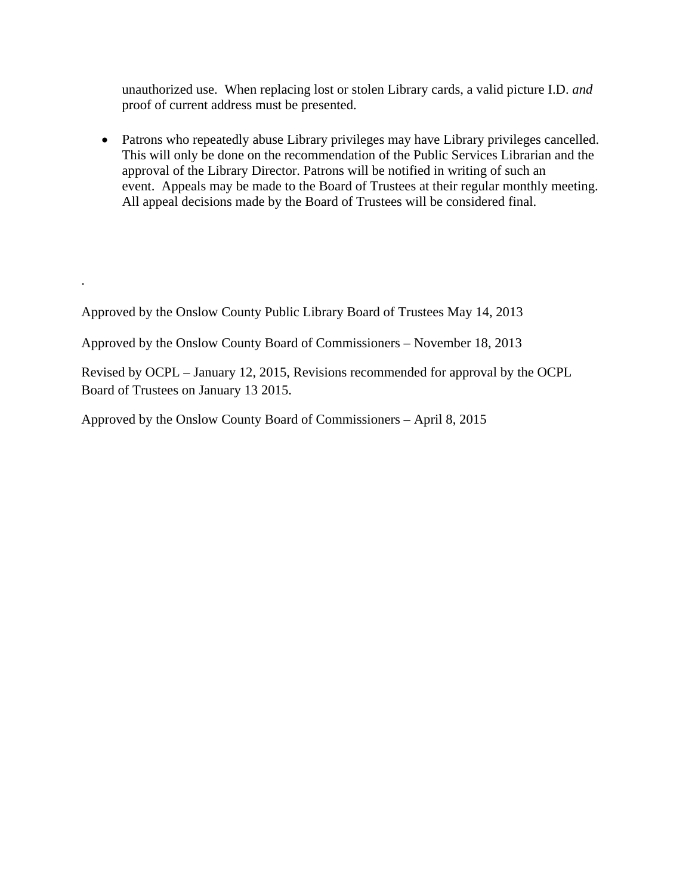unauthorized use. When replacing lost or stolen Library cards, a valid picture I.D. *and* proof of current address must be presented.

- Patrons who repeatedly abuse Library privileges may have Library privileges cancelled. This will only be done on the recommendation of the Public Services Librarian and the approval of the Library Director. Patrons will be notified in writing of such an event. Appeals may be made to the Board of Trustees at their regular monthly meeting. All appeal decisions made by the Board of Trustees will be considered final.

.

Approved by the Onslow County Public Library Board of Trustees May 14, 2013

Approved by the Onslow County Board of Commissioners – November 18, 2013

Revised by OCPL – January 12, 2015, Revisions recommended for approval by the OCPL Board of Trustees on January 13 2015.

Approved by the Onslow County Board of Commissioners – April 8, 2015